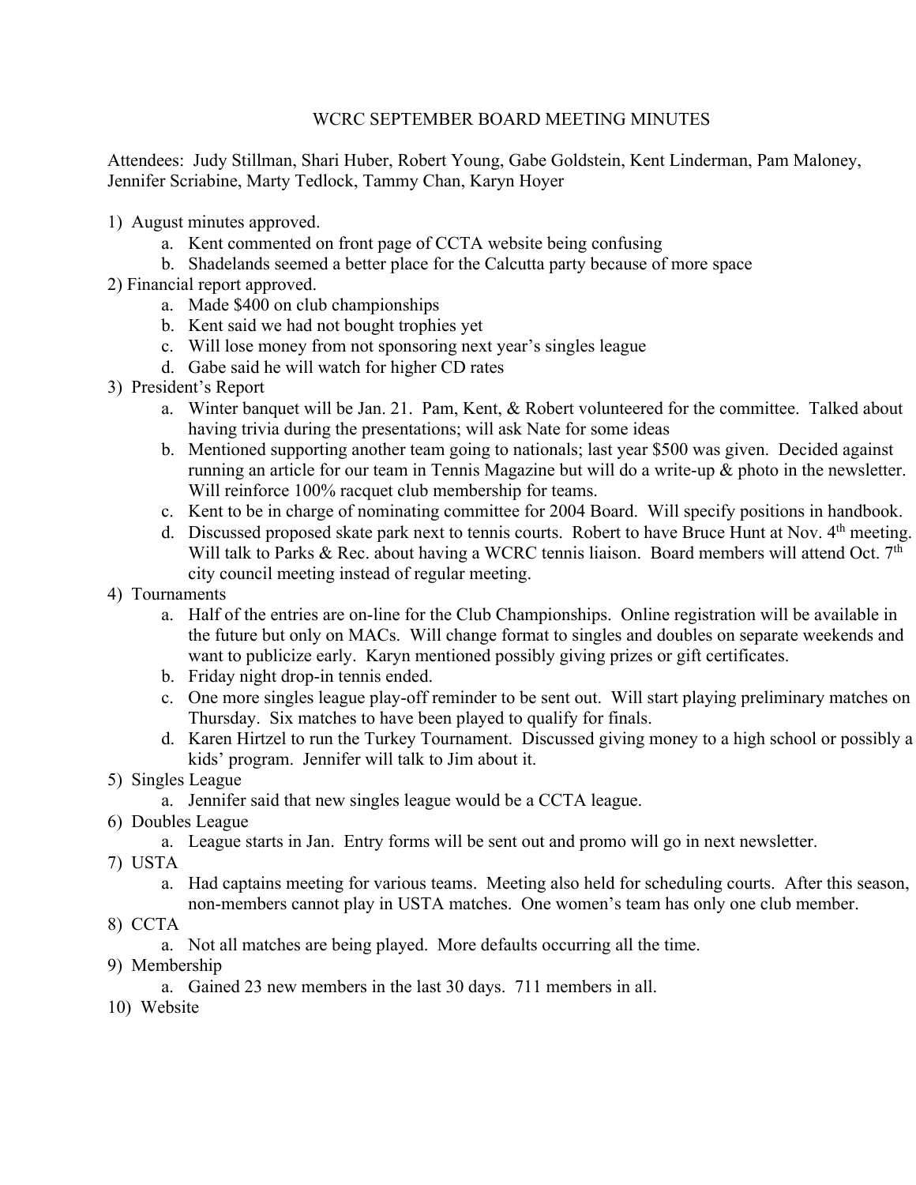# WCRC SEPTEMBER BOARD MEETING MINUTES

Attendees: Judy Stillman, Shari Huber, Robert Young, Gabe Goldstein, Kent Linderman, Pam Maloney, Jennifer Scriabine, Marty Tedlock, Tammy Chan, Karyn Hoyer

1) August minutes approved.
   a. Kent commented on front page of CCTA website being confusing
   b. Shadelands seemed a better place for the Calcutta party because of more space
2) Financial report approved.
   a. Made $400 on club championships
   b. Kent said we had not bought trophies yet
   c. Will lose money from not sponsoring next year's singles league
   d. Gabe said he will watch for higher CD rates
3) President's Report
   a. Winter banquet will be Jan. 21. Pam, Kent, & Robert volunteered for the committee. Talked about having trivia during the presentations; will ask Nate for some ideas
   b. Mentioned supporting another team going to nationals; last year $500 was given. Decided against running an article for our team in Tennis Magazine but will do a write-up & photo in the newsletter. Will reinforce 100% racquet club membership for teams.
   c. Kent to be in charge of nominating committee for 2004 Board. Will specify positions in handbook.
   d. Discussed proposed skate park next to tennis courts. Robert to have Bruce Hunt at Nov. 4th meeting. Will talk to Parks & Rec. about having a WCRC tennis liaison. Board members will attend Oct. 7th city council meeting instead of regular meeting.
4) Tournaments
   a. Half of the entries are on-line for the Club Championships. Online registration will be available in the future but only on MACs. Will change format to singles and doubles on separate weekends and want to publicize early. Karyn mentioned possibly giving prizes or gift certificates.
   b. Friday night drop-in tennis ended.
   c. One more singles league play-off reminder to be sent out. Will start playing preliminary matches on Thursday. Six matches to have been played to qualify for finals.
   d. Karen Hirtzel to run the Turkey Tournament. Discussed giving money to a high school or possibly a kids' program. Jennifer will talk to Jim about it.
5) Singles League
   a. Jennifer said that new singles league would be a CCTA league.
6) Doubles League
   a. League starts in Jan. Entry forms will be sent out and promo will go in next newsletter.
7) USTA
   a. Had captains meeting for various teams. Meeting also held for scheduling courts. After this season, non-members cannot play in USTA matches. One women's team has only one club member.
8) CCTA
   a. Not all matches are being played. More defaults occurring all the time.
9) Membership
   a. Gained 23 new members in the last 30 days. 711 members in all.
10) Website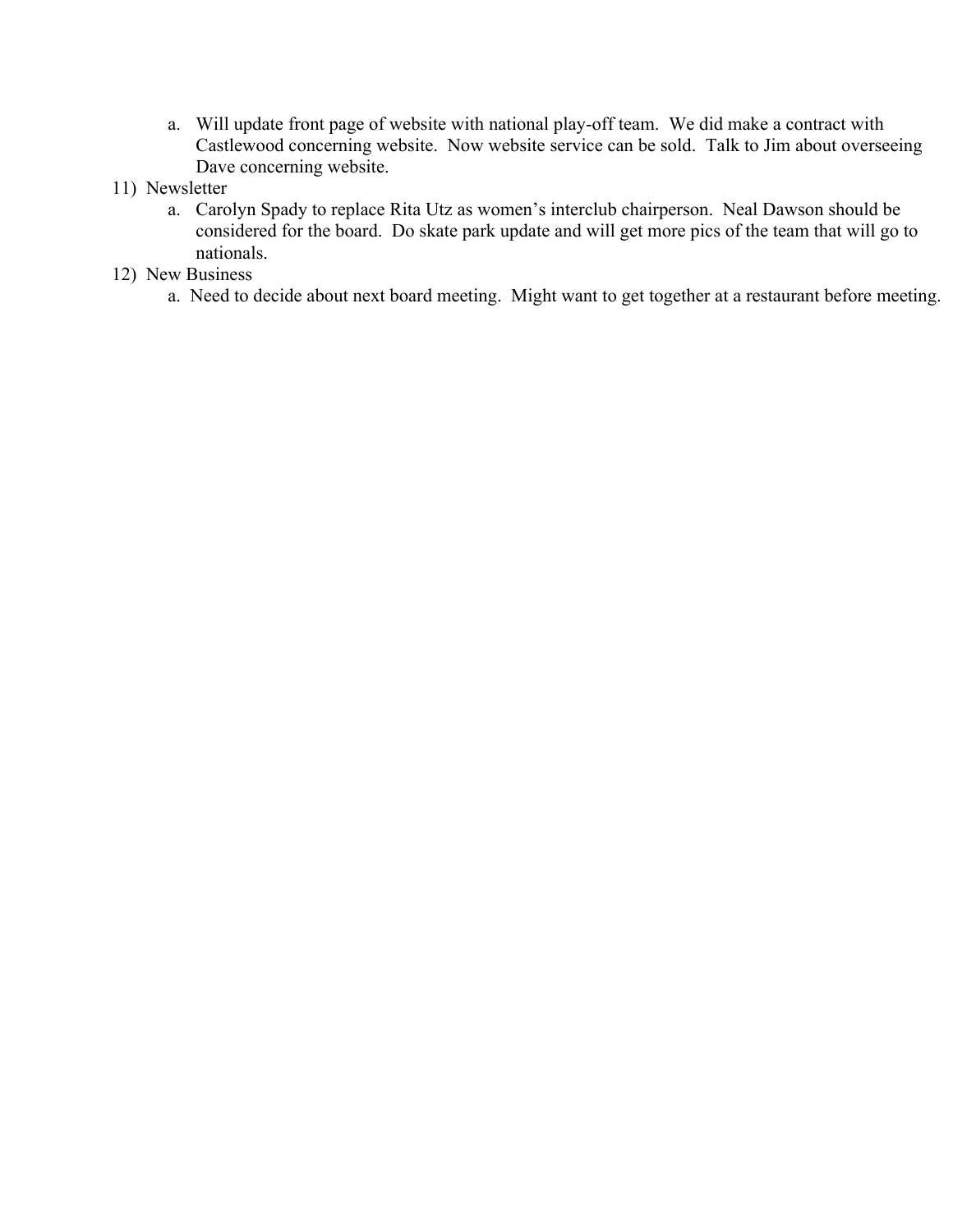a. Will update front page of website with national play-off team. We did make a contract with Castlewood concerning website. Now website service can be sold. Talk to Jim about overseeing Dave concerning website.

11) Newsletter
   a. Carolyn Spady to replace Rita Utz as women's interclub chairperson. Neal Dawson should be considered for the board. Do skate park update and will get more pics of the team that will go to nationals.

12) New Business
   a. Need to decide about next board meeting. Might want to get together at a restaurant before meeting.